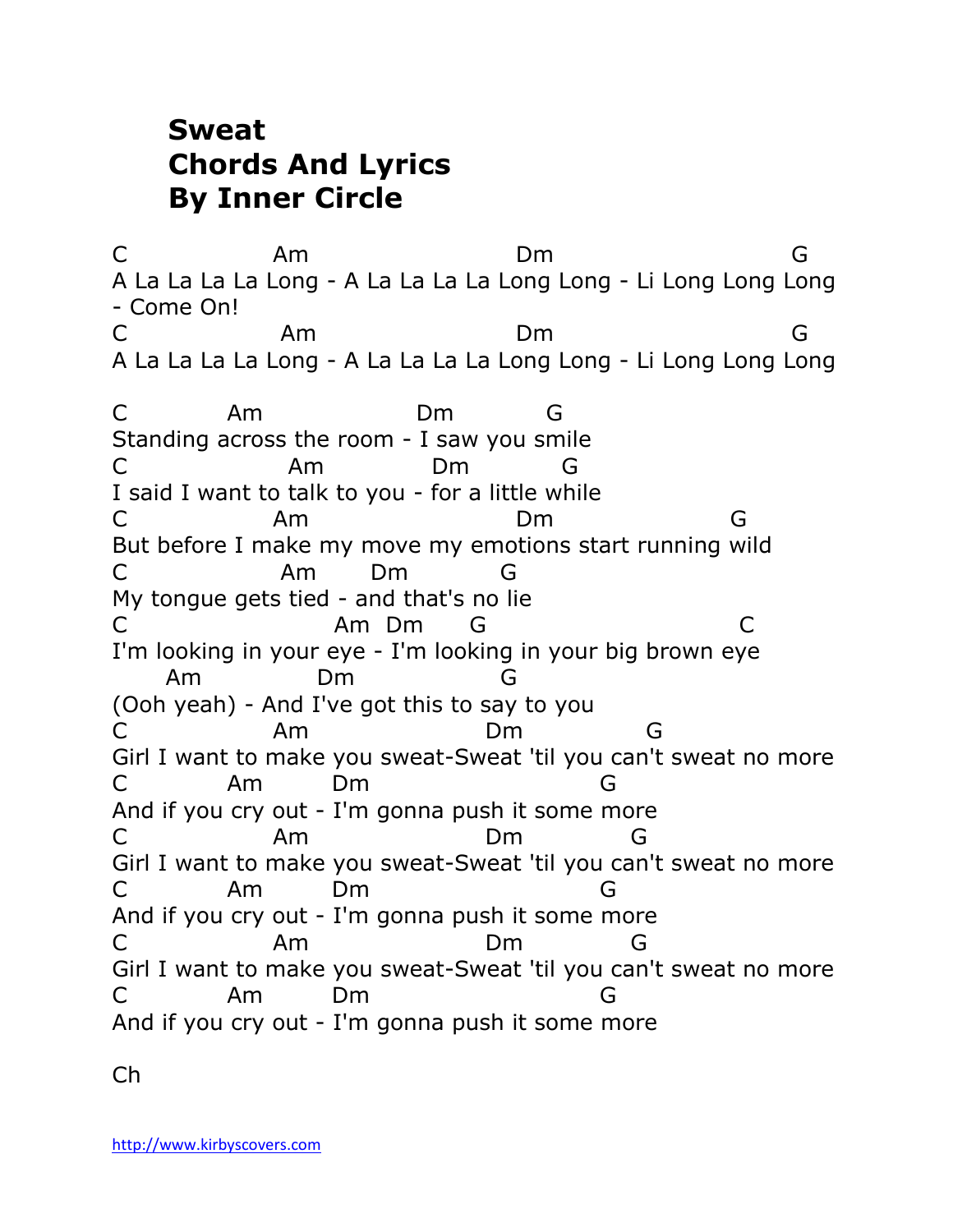# Sweat
# Chords And Lyrics
# By Inner Circle

```
C               Am                        Dm                        G
A La La La La Long - A La La La La Long Long - Li Long Long Long
- Come On!
C                Am                       Dm                        G
A La La La La Long - A La La La La Long Long - Li Long Long Long

C          Am               Dm          G
Standing across the room - I saw you smile
C              Am          Dm          G
I said I want to talk to you - for a little while
C             Am                     Dm                 G
But before I make my move my emotions start running wild
C              Am      Dm          G
My tongue gets tied - and that's no lie
C                    Am  Dm      G                        C
I'm looking in your eye - I'm looking in your big brown eye
     Am            Dm              G
(Ooh yeah) - And I've got this to say to you
C             Am                Dm            G
Girl I want to make you sweat-Sweat 'til you can't sweat no more
C          Am       Dm                      G
And if you cry out - I'm gonna push it some more
C             Am                Dm            G
Girl I want to make you sweat-Sweat 'til you can't sweat no more
C          Am       Dm                      G
And if you cry out - I'm gonna push it some more
C             Am                Dm            G
Girl I want to make you sweat-Sweat 'til you can't sweat no more
C          Am       Dm                      G
And if you cry out - I'm gonna push it some more

Ch
```

http://www.kirbyscovers.com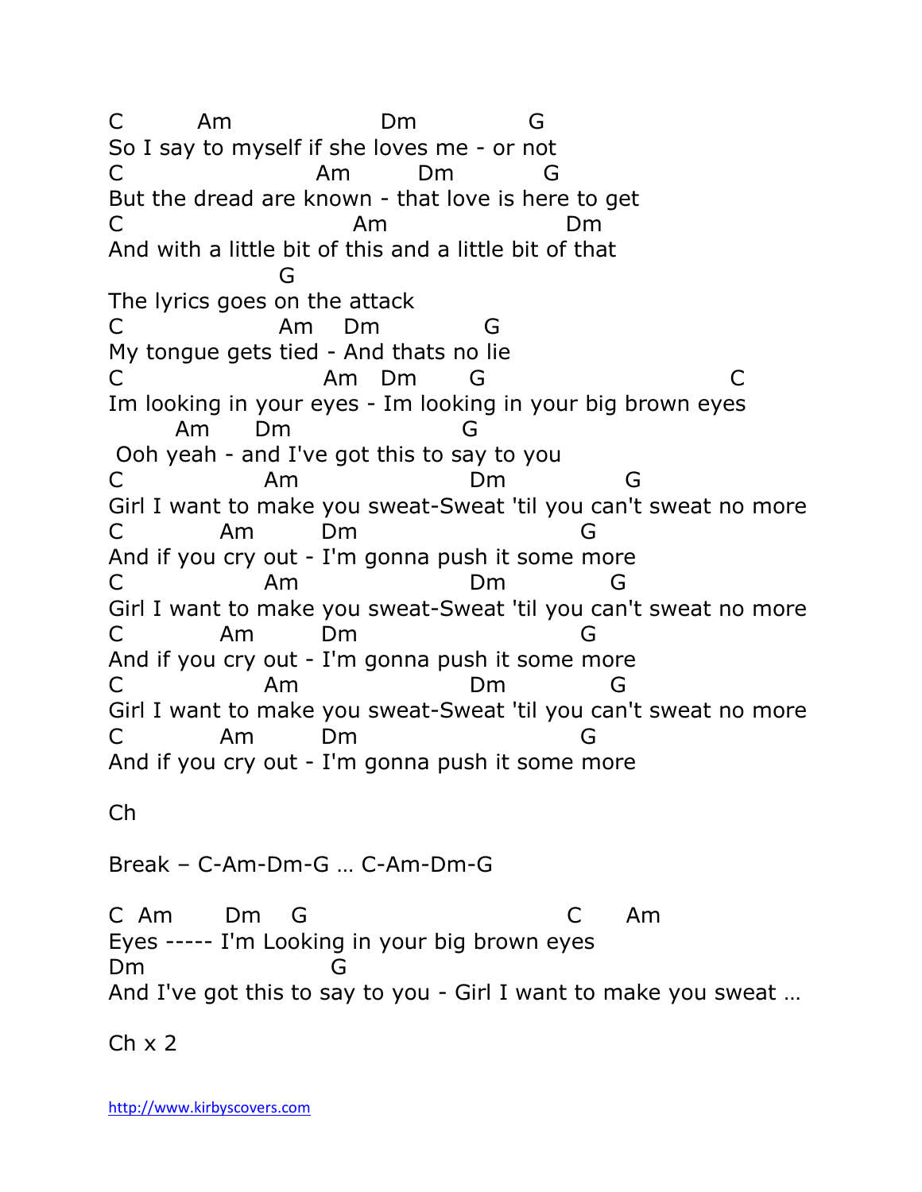```
C         Am                    Dm              G
So I say to myself if she loves me - or not
C                      Am        Dm           G
But the dread are known - that love is here to get
C                        Am                    Dm
And with a little bit of this and a little bit of that
                      G
The lyrics goes on the attack
C                     Am    Dm             G
My tongue gets tied - And thats no lie
C                        Am   Dm       G                          C
Im looking in your eyes - Im looking in your big brown eyes
        Am      Dm                  G
 Ooh yeah - and I've got this to say to you
C                Am                      Dm              G
Girl I want to make you sweat-Sweat 'til you can't sweat no more
C           Am        Dm                          G
And if you cry out - I'm gonna push it some more
C                Am                      Dm            G
Girl I want to make you sweat-Sweat 'til you can't sweat no more
C           Am        Dm                          G
And if you cry out - I'm gonna push it some more
C                Am                      Dm            G
Girl I want to make you sweat-Sweat 'til you can't sweat no more
C           Am        Dm                          G
And if you cry out - I'm gonna push it some more
```

Ch

Break – C-Am-Dm-G … C-Am-Dm-G

```
C  Am       Dm    G                              C      Am
Eyes ----- I'm Looking in your big brown eyes
Dm                     G
And I've got this to say to you - Girl I want to make you sweat …
```

Ch x 2

http://www.kirbyscovers.com